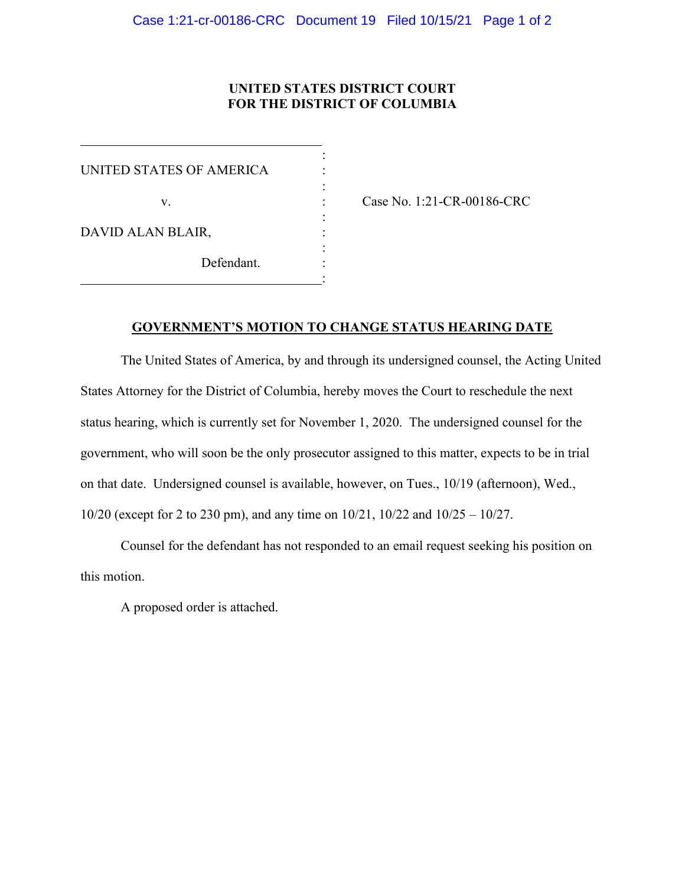**UNITED STATES DISTRICT COURT**
**FOR THE DISTRICT OF COLUMBIA**

| | | |
|---|---|---|
| UNITED STATES OF AMERICA | : | |
| v. | : | Case No. 1:21-CR-00186-CRC |
| DAVID ALAN BLAIR, | : | |
| Defendant. | : | |

**GOVERNMENT'S MOTION TO CHANGE STATUS HEARING DATE**

The United States of America, by and through its undersigned counsel, the Acting United States Attorney for the District of Columbia, hereby moves the Court to reschedule the next status hearing, which is currently set for November 1, 2020. The undersigned counsel for the government, who will soon be the only prosecutor assigned to this matter, expects to be in trial on that date. Undersigned counsel is available, however, on Tues., 10/19 (afternoon), Wed., 10/20 (except for 2 to 230 pm), and any time on 10/21, 10/22 and 10/25 – 10/27.

Counsel for the defendant has not responded to an email request seeking his position on this motion.

A proposed order is attached.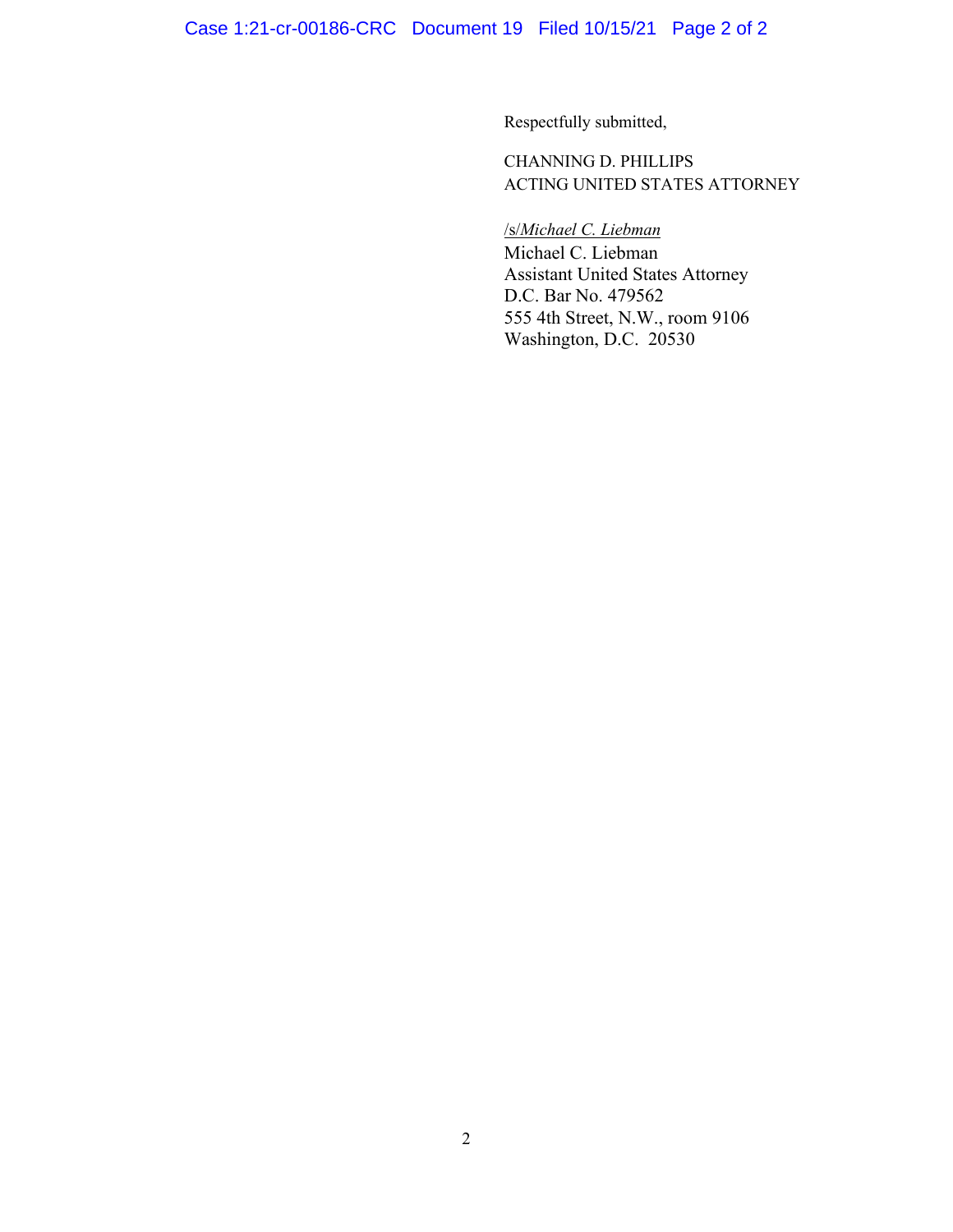Respectfully submitted,

CHANNING D. PHILLIPS
ACTING UNITED STATES ATTORNEY

/s/*Michael C. Liebman*
Michael C. Liebman
Assistant United States Attorney
D.C. Bar No. 479562
555 4th Street, N.W., room 9106
Washington, D.C. 20530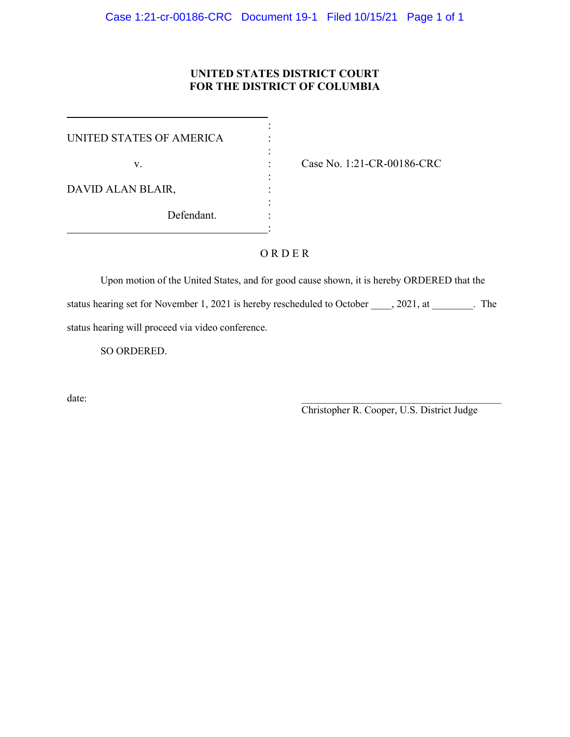**UNITED STATES DISTRICT COURT**
**FOR THE DISTRICT OF COLUMBIA**

| | |
|---|---|
| UNITED STATES OF AMERICA | : |
| v. | : Case No. 1:21-CR-00186-CRC |
| DAVID ALAN BLAIR, | : |
| Defendant. | : |

# O R D E R

Upon motion of the United States, and for good cause shown, it is hereby ORDERED that the status hearing set for November 1, 2021 is hereby rescheduled to October ____, 2021, at ________. The status hearing will proceed via video conference.

SO ORDERED.

date:

________________________________________
Christopher R. Cooper, U.S. District Judge